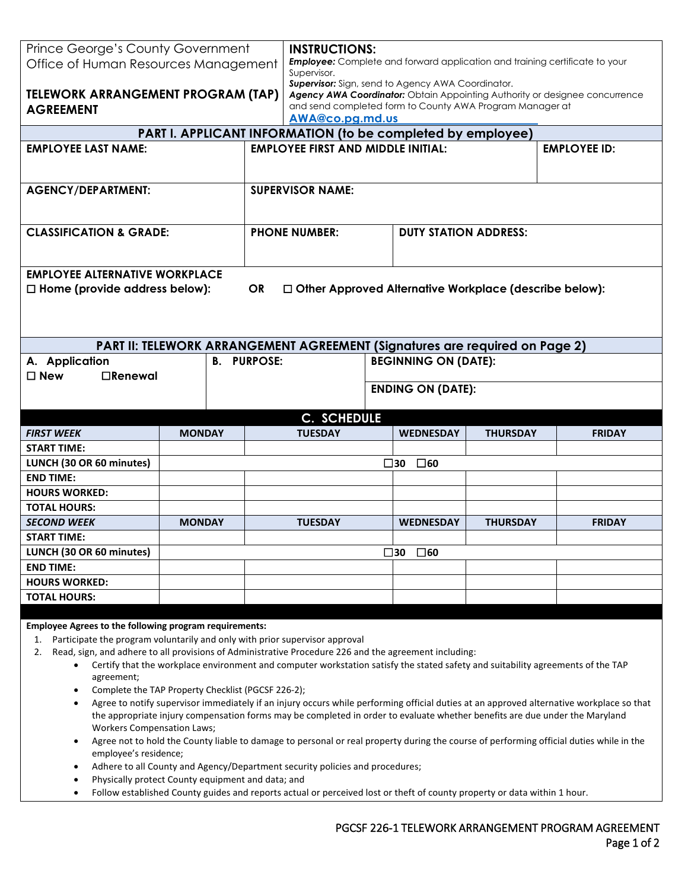Prince George's County Government
Office of Human Resources Management

**TELEWORK ARRANGEMENT PROGRAM (TAP) AGREEMENT**

**INSTRUCTIONS:**
***Employee:*** Complete and forward application and training certificate to your Supervisor.
***Supervisor:*** Sign, send to Agency AWA Coordinator.
***Agency AWA Coordinator:*** Obtain Appointing Authority or designee concurrence and send completed form to County AWA Program Manager at **AWA@co.pg.md.us**

## PART I. APPLICANT INFORMATION (to be completed by employee)

| EMPLOYEE LAST NAME: | EMPLOYEE FIRST AND MIDDLE INITIAL: | | EMPLOYEE ID: |
|---|---|---|---|
| **AGENCY/DEPARTMENT:** | **SUPERVISOR NAME:** | | |
| **CLASSIFICATION & GRADE:** | **PHONE NUMBER:** | **DUTY STATION ADDRESS:** | |

**EMPLOYEE ALTERNATIVE WORKPLACE**
☐ **Home (provide address below):** **OR** ☐ **Other Approved Alternative Workplace (describe below):**

## PART II: TELEWORK ARRANGEMENT AGREEMENT (Signatures are required on Page 2)

| A. Application | B. PURPOSE: | BEGINNING ON (DATE): |
|---|---|---|
| ☐ New ☐Renewal | | ENDING ON (DATE): |

### C. SCHEDULE

| *FIRST WEEK* | MONDAY | TUESDAY | WEDNESDAY | THURSDAY | FRIDAY |
|---|---|---|---|---|---|
| START TIME: | | | | | |
| LUNCH (30 OR 60 minutes) | ☐30 ☐60 | | | | |
| END TIME: | | | | | |
| HOURS WORKED: | | | | | |
| TOTAL HOURS: | | | | | |
| *SECOND WEEK* | **MONDAY** | **TUESDAY** | **WEDNESDAY** | **THURSDAY** | **FRIDAY** |
| START TIME: | | | | | |
| LUNCH (30 OR 60 minutes) | ☐30 ☐60 | | | | |
| END TIME: | | | | | |
| HOURS WORKED: | | | | | |
| TOTAL HOURS: | | | | | |

**Employee Agrees to the following program requirements:**

1. Participate the program voluntarily and only with prior supervisor approval
2. Read, sign, and adhere to all provisions of Administrative Procedure 226 and the agreement including:
   - Certify that the workplace environment and computer workstation satisfy the stated safety and suitability agreements of the TAP agreement;
   - Complete the TAP Property Checklist (PGCSF 226-2);
   - Agree to notify supervisor immediately if an injury occurs while performing official duties at an approved alternative workplace so that the appropriate injury compensation forms may be completed in order to evaluate whether benefits are due under the Maryland Workers Compensation Laws;
   - Agree not to hold the County liable to damage to personal or real property during the course of performing official duties while in the employee's residence;
   - Adhere to all County and Agency/Department security policies and procedures;
   - Physically protect County equipment and data; and
   - Follow established County guides and reports actual or perceived lost or theft of county property or data within 1 hour.

PGCSF 226-1 TELEWORK ARRANGEMENT PROGRAM AGREEMENT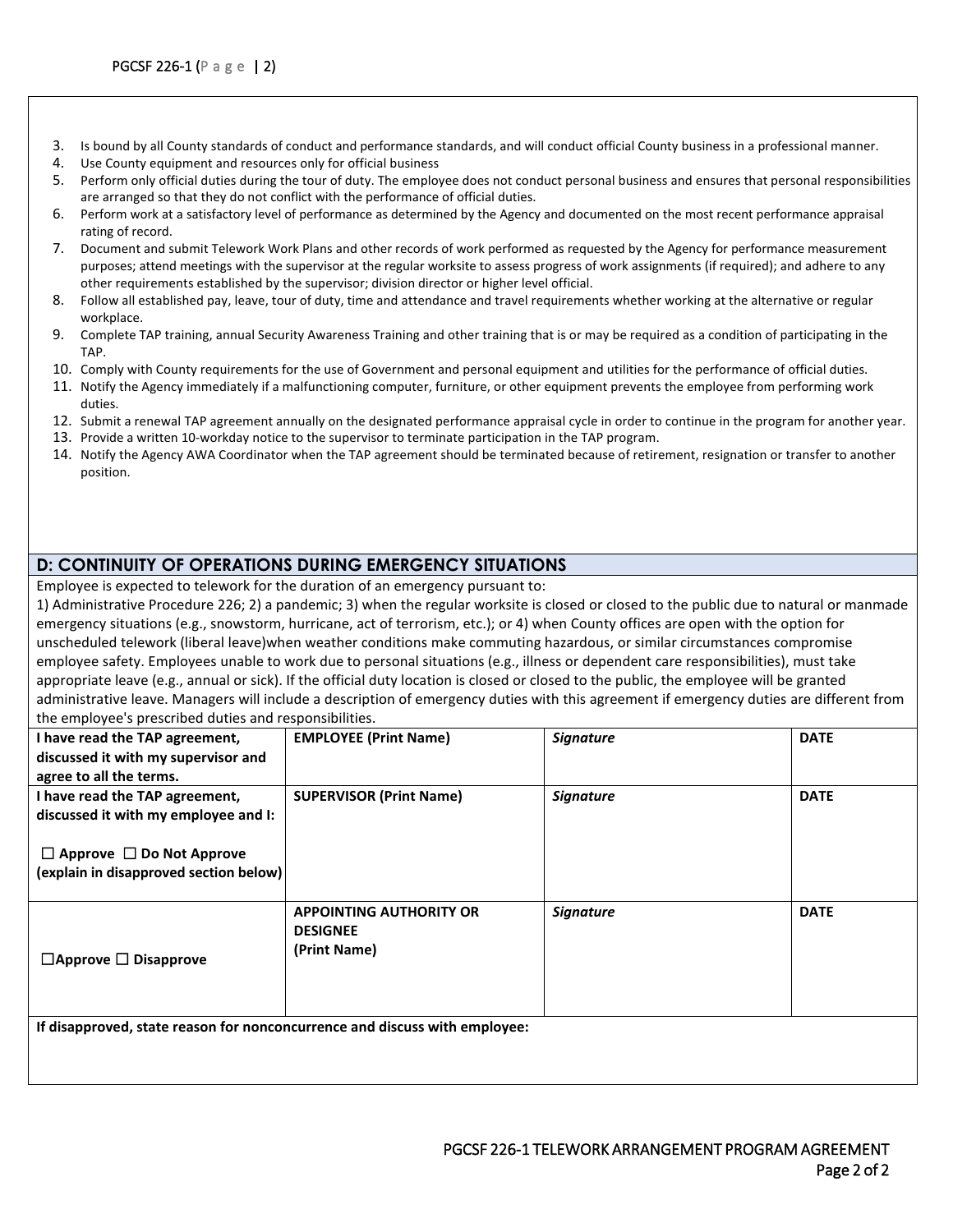3. Is bound by all County standards of conduct and performance standards, and will conduct official County business in a professional manner.
4. Use County equipment and resources only for official business
5. Perform only official duties during the tour of duty. The employee does not conduct personal business and ensures that personal responsibilities are arranged so that they do not conflict with the performance of official duties.
6. Perform work at a satisfactory level of performance as determined by the Agency and documented on the most recent performance appraisal rating of record.
7. Document and submit Telework Work Plans and other records of work performed as requested by the Agency for performance measurement purposes; attend meetings with the supervisor at the regular worksite to assess progress of work assignments (if required); and adhere to any other requirements established by the supervisor; division director or higher level official.
8. Follow all established pay, leave, tour of duty, time and attendance and travel requirements whether working at the alternative or regular workplace.
9. Complete TAP training, annual Security Awareness Training and other training that is or may be required as a condition of participating in the TAP.
10. Comply with County requirements for the use of Government and personal equipment and utilities for the performance of official duties.
11. Notify the Agency immediately if a malfunctioning computer, furniture, or other equipment prevents the employee from performing work duties.
12. Submit a renewal TAP agreement annually on the designated performance appraisal cycle in order to continue in the program for another year.
13. Provide a written 10-workday notice to the supervisor to terminate participation in the TAP program.
14. Notify the Agency AWA Coordinator when the TAP agreement should be terminated because of retirement, resignation or transfer to another position.

## D: CONTINUITY OF OPERATIONS DURING EMERGENCY SITUATIONS

Employee is expected to telework for the duration of an emergency pursuant to:
1) Administrative Procedure 226; 2) a pandemic; 3) when the regular worksite is closed or closed to the public due to natural or manmade emergency situations (e.g., snowstorm, hurricane, act of terrorism, etc.); or 4) when County offices are open with the option for unscheduled telework (liberal leave)when weather conditions make commuting hazardous, or similar circumstances compromise employee safety. Employees unable to work due to personal situations (e.g., illness or dependent care responsibilities), must take appropriate leave (e.g., annual or sick). If the official duty location is closed or closed to the public, the employee will be granted administrative leave. Managers will include a description of emergency duties with this agreement if emergency duties are different from the employee's prescribed duties and responsibilities.

| | | | |
|---|---|---|---|
| **I have read the TAP agreement, discussed it with my supervisor and agree to all the terms.** | **EMPLOYEE (Print Name)** | ***Signature*** | **DATE** |
| **I have read the TAP agreement, discussed it with my employee and I:** <br> **☐ Approve ☐ Do Not Approve (explain in disapproved section below)** | **SUPERVISOR (Print Name)** | ***Signature*** | **DATE** |
| **☐Approve ☐ Disapprove** | **APPOINTING AUTHORITY OR DESIGNEE (Print Name)** | ***Signature*** | **DATE** |

**If disapproved, state reason for nonconcurrence and discuss with employee:**

PGCSF 226-1 TELEWORK ARRANGEMENT PROGRAM AGREEMENT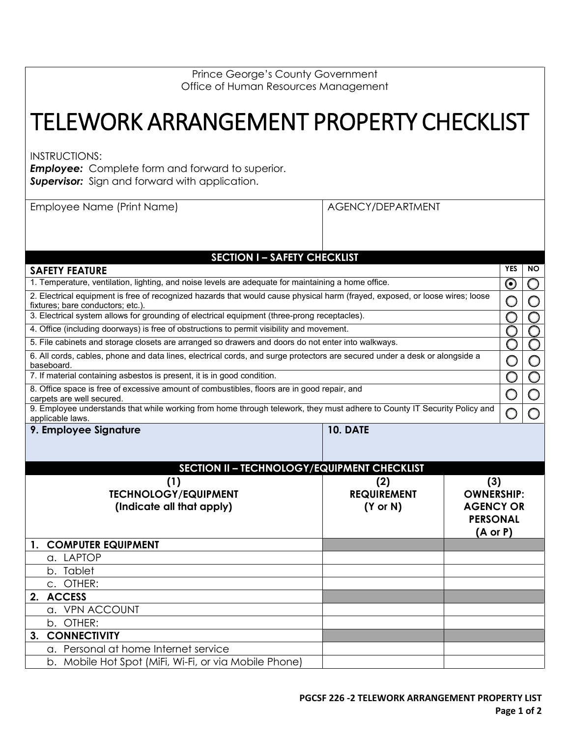Prince George's County Government
Office of Human Resources Management

# TELEWORK ARRANGEMENT PROPERTY CHECKLIST

INSTRUCTIONS:
***Employee:*** Complete form and forward to superior.
***Supervisor:*** Sign and forward with application.

| Employee Name (Print Name) | AGENCY/DEPARTMENT |
|---|---|
| | |

## SECTION I – SAFETY CHECKLIST

| SAFETY FEATURE | YES | NO |
|---|---|---|
| 1. Temperature, ventilation, lighting, and noise levels are adequate for maintaining a home office. | ◉ | ○ |
| 2. Electrical equipment is free of recognized hazards that would cause physical harm (frayed, exposed, or loose wires; loose fixtures; bare conductors; etc.). | ○ | ○ |
| 3. Electrical system allows for grounding of electrical equipment (three-prong receptacles). | ○ | ○ |
| 4. Office (including doorways) is free of obstructions to permit visibility and movement. | ○ | ○ |
| 5. File cabinets and storage closets are arranged so drawers and doors do not enter into walkways. | ○ | ○ |
| 6. All cords, cables, phone and data lines, electrical cords, and surge protectors are secured under a desk or alongside a baseboard. | ○ | ○ |
| 7. If material containing asbestos is present, it is in good condition. | ○ | ○ |
| 8. Office space is free of excessive amount of combustibles, floors are in good repair, and carpets are well secured. | ○ | ○ |
| 9. Employee understands that while working from home through telework, they must adhere to County IT Security Policy and applicable laws. | ○ | ○ |

| 9. Employee Signature | 10. DATE |
|---|---|
| | |

## SECTION II – TECHNOLOGY/EQUIPMENT CHECKLIST

| (1) TECHNOLOGY/EQUIPMENT (Indicate all that apply) | (2) REQUIREMENT (Y or N) | (3) OWNERSHIP: AGENCY OR PERSONAL (A or P) |
|---|---|---|
| **1. COMPUTER EQUIPMENT** | | |
| a. LAPTOP | | |
| b. Tablet | | |
| c. OTHER: | | |
| **2. ACCESS** | | |
| a. VPN ACCOUNT | | |
| b. OTHER: | | |
| **3. CONNECTIVITY** | | |
| a. Personal at home Internet service | | |
| b. Mobile Hot Spot (MiFi, Wi-Fi, or via Mobile Phone) | | |

PGCSF 226 -2 TELEWORK ARRANGEMENT PROPERTY LIST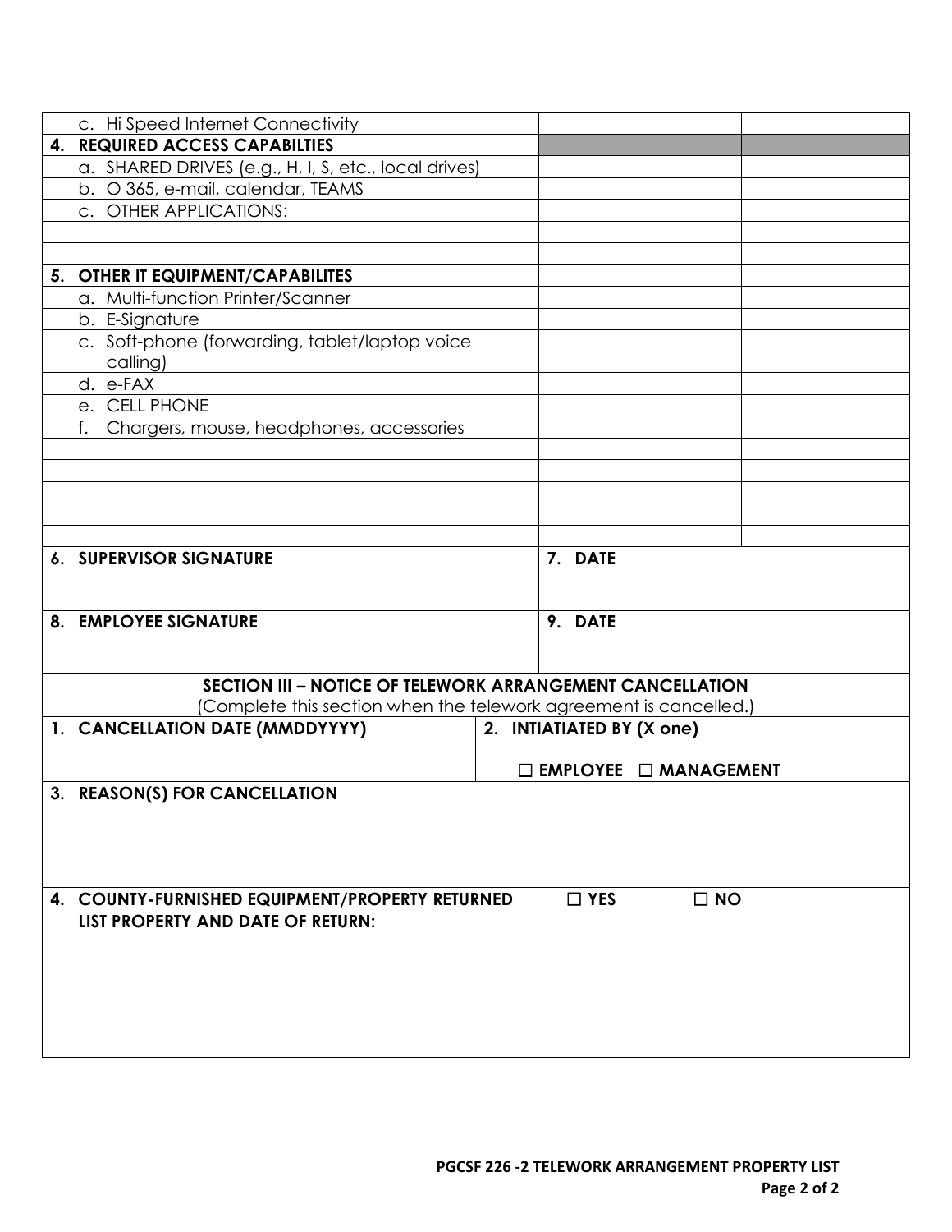| | | |
|---|---|---|
| c. Hi Speed Internet Connectivity | | |
| **4. REQUIRED ACCESS CAPABILTIES** | | |
| a. SHARED DRIVES (e.g., H, I, S, etc., local drives) | | |
| b. O 365, e-mail, calendar, TEAMS | | |
| c. OTHER APPLICATIONS: | | |
| | | |
| | | |
| **5. OTHER IT EQUIPMENT/CAPABILITES** | | |
| a. Multi-function Printer/Scanner | | |
| b. E-Signature | | |
| c. Soft-phone (forwarding, tablet/laptop voice calling) | | |
| d. e-FAX | | |
| e. CELL PHONE | | |
| f. Chargers, mouse, headphones, accessories | | |
| | | |
| | | |
| | | |
| | | |
| | | |

| | |
|---|---|
| **6. SUPERVISOR SIGNATURE** | **7. DATE** |
| **8. EMPLOYEE SIGNATURE** | **9. DATE** |

**SECTION III – NOTICE OF TELEWORK ARRANGEMENT CANCELLATION**

(Complete this section when the telework agreement is cancelled.)

| | |
|---|---|
| **1. CANCELLATION DATE (MMDDYYYY)** | **2. INTIATIATED BY (X one)**<br>☐ **EMPLOYEE** ☐ **MANAGEMENT** |

**3. REASON(S) FOR CANCELLATION**

**4. COUNTY-FURNISHED EQUIPMENT/PROPERTY RETURNED** ☐ **YES** ☐ **NO**

**LIST PROPERTY AND DATE OF RETURN:**

**PGCSF 226 -2 TELEWORK ARRANGEMENT PROPERTY LIST**